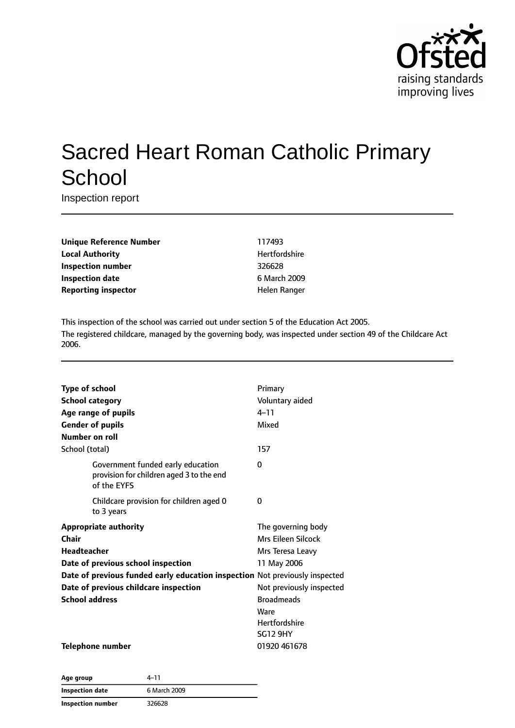# Sacred Heart Roman Catholic Primary School

Inspection report

| | |
|---|---|
| **Unique Reference Number** | 117493 |
| **Local Authority** | Hertfordshire |
| **Inspection number** | 326628 |
| **Inspection date** | 6 March 2009 |
| **Reporting inspector** | Helen Ranger |

This inspection of the school was carried out under section 5 of the Education Act 2005.

The registered childcare, managed by the governing body, was inspected under section 49 of the Childcare Act 2006.

| | |
|---|---|
| **Type of school** | Primary |
| **School category** | Voluntary aided |
| **Age range of pupils** | 4–11 |
| **Gender of pupils** | Mixed |
| **Number on roll** | |
| School (total) | 157 |
| Government funded early education provision for children aged 3 to the end of the EYFS | 0 |
| Childcare provision for children aged 0 to 3 years | 0 |
| **Appropriate authority** | The governing body |
| **Chair** | Mrs Eileen Silcock |
| **Headteacher** | Mrs Teresa Leavy |
| **Date of previous school inspection** | 11 May 2006 |
| **Date of previous funded early education inspection** | Not previously inspected |
| **Date of previous childcare inspection** | Not previously inspected |
| **School address** | Broadmeads<br>Ware<br>Hertfordshire<br>SG12 9HY |
| **Telephone number** | 01920 461678 |

| | |
|---|---|
| **Age group** | 4–11 |
| **Inspection date** | 6 March 2009 |
| **Inspection number** | 326628 |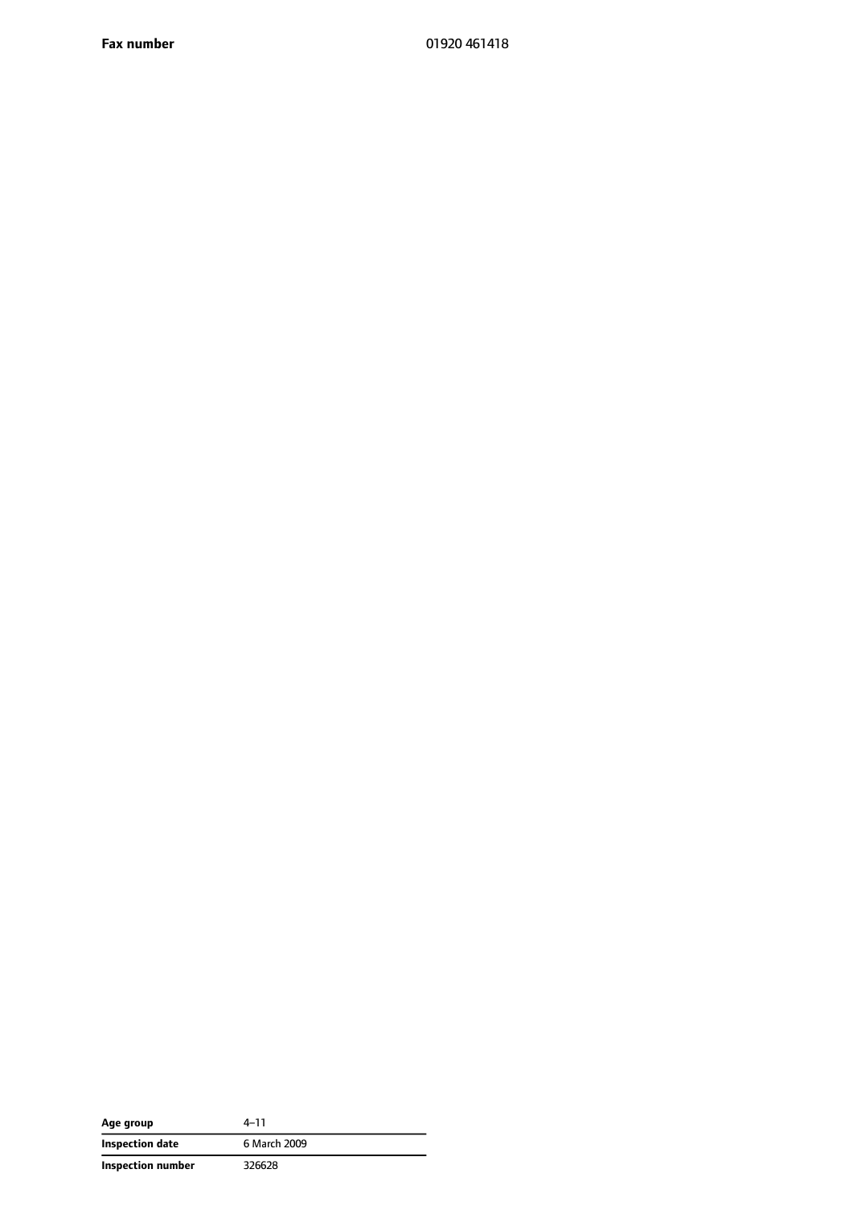| **Fax number** | 01920 461418 |
| --- | --- |

| **Age group** | 4–11 |
| --- | --- |
| **Inspection date** | 6 March 2009 |
| **Inspection number** | 326628 |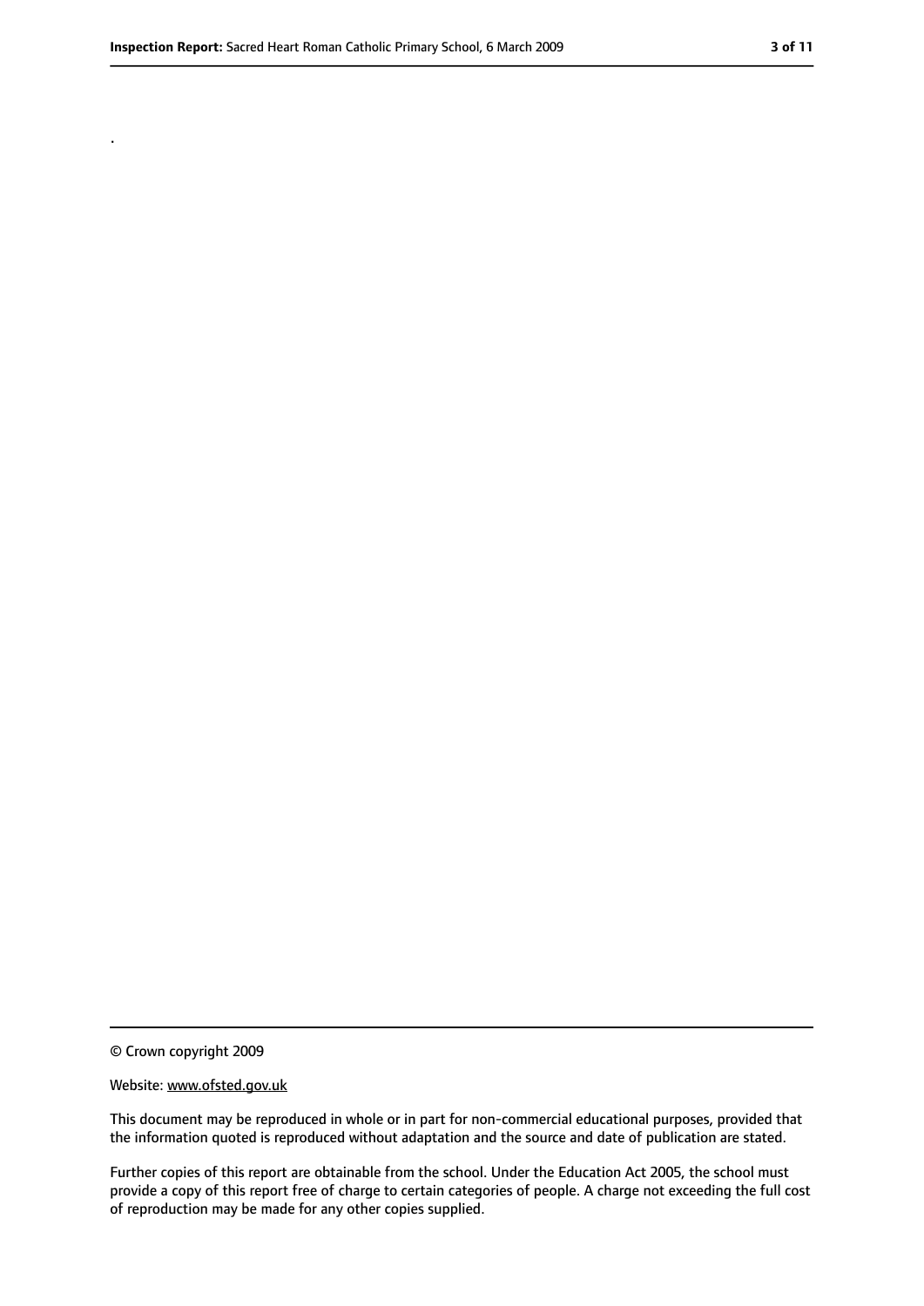.

© Crown copyright 2009

Website: www.ofsted.gov.uk

This document may be reproduced in whole or in part for non-commercial educational purposes, provided that the information quoted is reproduced without adaptation and the source and date of publication are stated.

Further copies of this report are obtainable from the school. Under the Education Act 2005, the school must provide a copy of this report free of charge to certain categories of people. A charge not exceeding the full cost of reproduction may be made for any other copies supplied.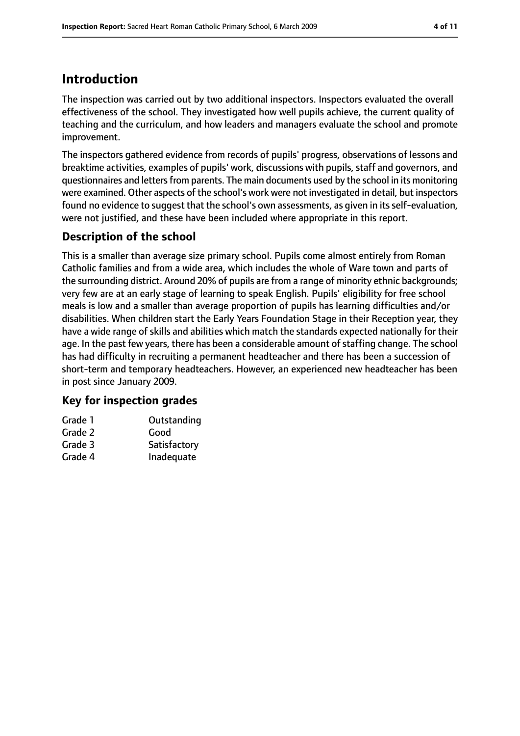## Introduction

The inspection was carried out by two additional inspectors. Inspectors evaluated the overall effectiveness of the school. They investigated how well pupils achieve, the current quality of teaching and the curriculum, and how leaders and managers evaluate the school and promote improvement.

The inspectors gathered evidence from records of pupils' progress, observations of lessons and breaktime activities, examples of pupils' work, discussions with pupils, staff and governors, and questionnaires and letters from parents. The main documents used by the school in its monitoring were examined. Other aspects of the school's work were not investigated in detail, but inspectors found no evidence to suggest that the school's own assessments, as given in its self-evaluation, were not justified, and these have been included where appropriate in this report.

### Description of the school

This is a smaller than average size primary school. Pupils come almost entirely from Roman Catholic families and from a wide area, which includes the whole of Ware town and parts of the surrounding district. Around 20% of pupils are from a range of minority ethnic backgrounds; very few are at an early stage of learning to speak English. Pupils' eligibility for free school meals is low and a smaller than average proportion of pupils has learning difficulties and/or disabilities. When children start the Early Years Foundation Stage in their Reception year, they have a wide range of skills and abilities which match the standards expected nationally for their age. In the past few years, there has been a considerable amount of staffing change. The school has had difficulty in recruiting a permanent headteacher and there has been a succession of short-term and temporary headteachers. However, an experienced new headteacher has been in post since January 2009.

### Key for inspection grades

| | |
|---|---|
| Grade 1 | Outstanding |
| Grade 2 | Good |
| Grade 3 | Satisfactory |
| Grade 4 | Inadequate |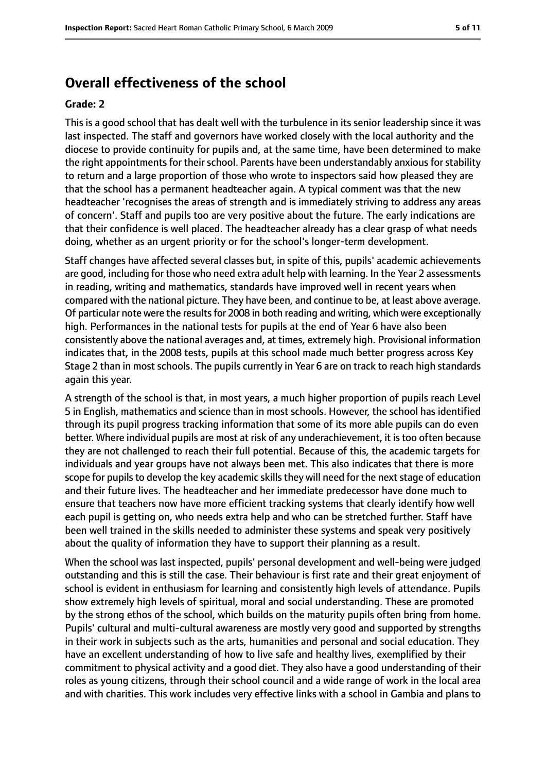## Overall effectiveness of the school

**Grade: 2**

This is a good school that has dealt well with the turbulence in its senior leadership since it was last inspected. The staff and governors have worked closely with the local authority and the diocese to provide continuity for pupils and, at the same time, have been determined to make the right appointments for their school. Parents have been understandably anxious for stability to return and a large proportion of those who wrote to inspectors said how pleased they are that the school has a permanent headteacher again. A typical comment was that the new headteacher 'recognises the areas of strength and is immediately striving to address any areas of concern'. Staff and pupils too are very positive about the future. The early indications are that their confidence is well placed. The headteacher already has a clear grasp of what needs doing, whether as an urgent priority or for the school's longer-term development.

Staff changes have affected several classes but, in spite of this, pupils' academic achievements are good, including for those who need extra adult help with learning. In the Year 2 assessments in reading, writing and mathematics, standards have improved well in recent years when compared with the national picture. They have been, and continue to be, at least above average. Of particular note were the results for 2008 in both reading and writing, which were exceptionally high. Performances in the national tests for pupils at the end of Year 6 have also been consistently above the national averages and, at times, extremely high. Provisional information indicates that, in the 2008 tests, pupils at this school made much better progress across Key Stage 2 than in most schools. The pupils currently in Year 6 are on track to reach high standards again this year.

A strength of the school is that, in most years, a much higher proportion of pupils reach Level 5 in English, mathematics and science than in most schools. However, the school has identified through its pupil progress tracking information that some of its more able pupils can do even better. Where individual pupils are most at risk of any underachievement, it is too often because they are not challenged to reach their full potential. Because of this, the academic targets for individuals and year groups have not always been met. This also indicates that there is more scope for pupils to develop the key academic skills they will need for the next stage of education and their future lives. The headteacher and her immediate predecessor have done much to ensure that teachers now have more efficient tracking systems that clearly identify how well each pupil is getting on, who needs extra help and who can be stretched further. Staff have been well trained in the skills needed to administer these systems and speak very positively about the quality of information they have to support their planning as a result.

When the school was last inspected, pupils' personal development and well-being were judged outstanding and this is still the case. Their behaviour is first rate and their great enjoyment of school is evident in enthusiasm for learning and consistently high levels of attendance. Pupils show extremely high levels of spiritual, moral and social understanding. These are promoted by the strong ethos of the school, which builds on the maturity pupils often bring from home. Pupils' cultural and multi-cultural awareness are mostly very good and supported by strengths in their work in subjects such as the arts, humanities and personal and social education. They have an excellent understanding of how to live safe and healthy lives, exemplified by their commitment to physical activity and a good diet. They also have a good understanding of their roles as young citizens, through their school council and a wide range of work in the local area and with charities. This work includes very effective links with a school in Gambia and plans to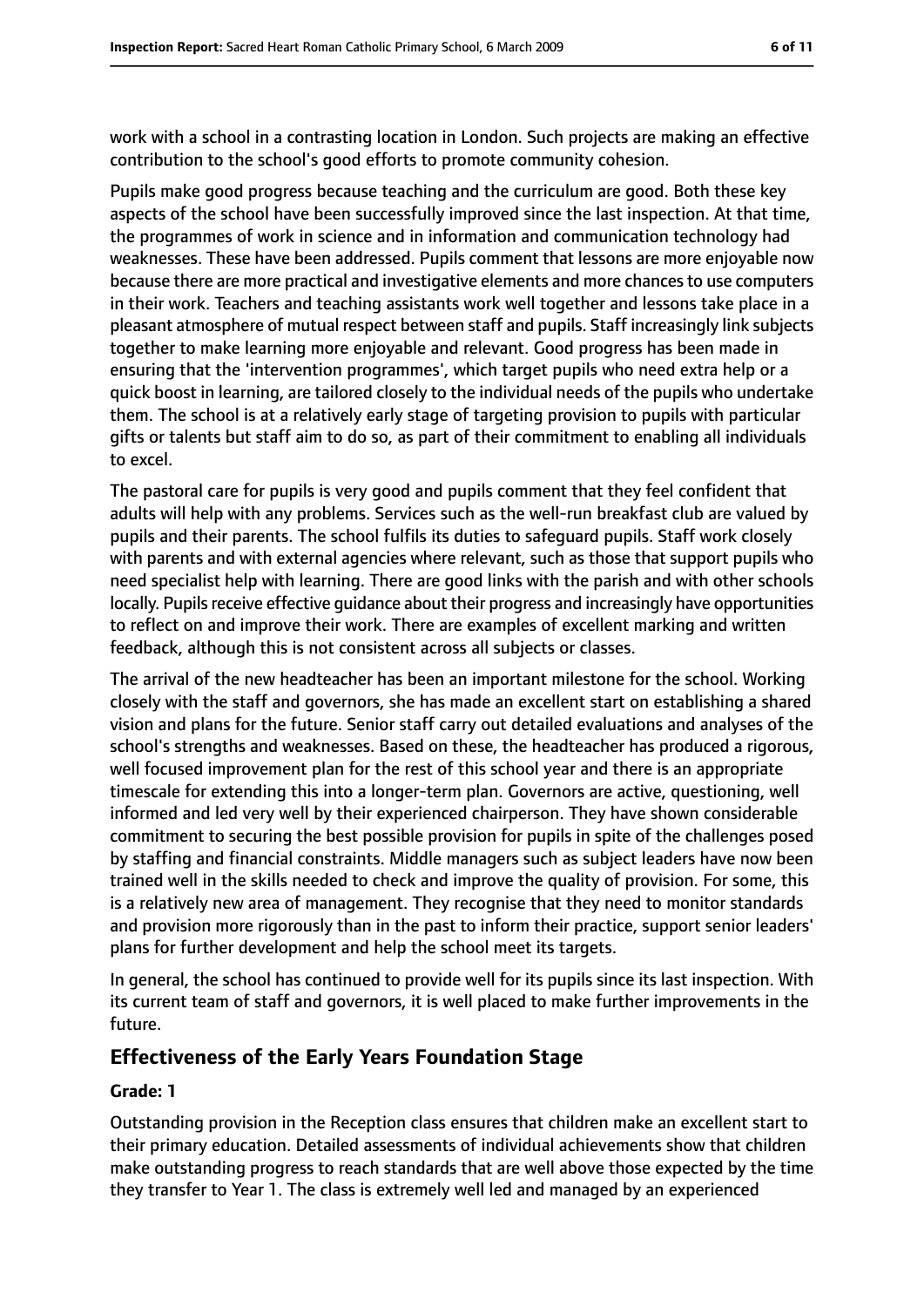work with a school in a contrasting location in London. Such projects are making an effective contribution to the school's good efforts to promote community cohesion.

Pupils make good progress because teaching and the curriculum are good. Both these key aspects of the school have been successfully improved since the last inspection. At that time, the programmes of work in science and in information and communication technology had weaknesses. These have been addressed. Pupils comment that lessons are more enjoyable now because there are more practical and investigative elements and more chances to use computers in their work. Teachers and teaching assistants work well together and lessons take place in a pleasant atmosphere of mutual respect between staff and pupils. Staff increasingly link subjects together to make learning more enjoyable and relevant. Good progress has been made in ensuring that the 'intervention programmes', which target pupils who need extra help or a quick boost in learning, are tailored closely to the individual needs of the pupils who undertake them. The school is at a relatively early stage of targeting provision to pupils with particular gifts or talents but staff aim to do so, as part of their commitment to enabling all individuals to excel.

The pastoral care for pupils is very good and pupils comment that they feel confident that adults will help with any problems. Services such as the well-run breakfast club are valued by pupils and their parents. The school fulfils its duties to safeguard pupils. Staff work closely with parents and with external agencies where relevant, such as those that support pupils who need specialist help with learning. There are good links with the parish and with other schools locally. Pupils receive effective guidance about their progress and increasingly have opportunities to reflect on and improve their work. There are examples of excellent marking and written feedback, although this is not consistent across all subjects or classes.

The arrival of the new headteacher has been an important milestone for the school. Working closely with the staff and governors, she has made an excellent start on establishing a shared vision and plans for the future. Senior staff carry out detailed evaluations and analyses of the school's strengths and weaknesses. Based on these, the headteacher has produced a rigorous, well focused improvement plan for the rest of this school year and there is an appropriate timescale for extending this into a longer-term plan. Governors are active, questioning, well informed and led very well by their experienced chairperson. They have shown considerable commitment to securing the best possible provision for pupils in spite of the challenges posed by staffing and financial constraints. Middle managers such as subject leaders have now been trained well in the skills needed to check and improve the quality of provision. For some, this is a relatively new area of management. They recognise that they need to monitor standards and provision more rigorously than in the past to inform their practice, support senior leaders' plans for further development and help the school meet its targets.

In general, the school has continued to provide well for its pupils since its last inspection. With its current team of staff and governors, it is well placed to make further improvements in the future.

## Effectiveness of the Early Years Foundation Stage

#### Grade: 1

Outstanding provision in the Reception class ensures that children make an excellent start to their primary education. Detailed assessments of individual achievements show that children make outstanding progress to reach standards that are well above those expected by the time they transfer to Year 1. The class is extremely well led and managed by an experienced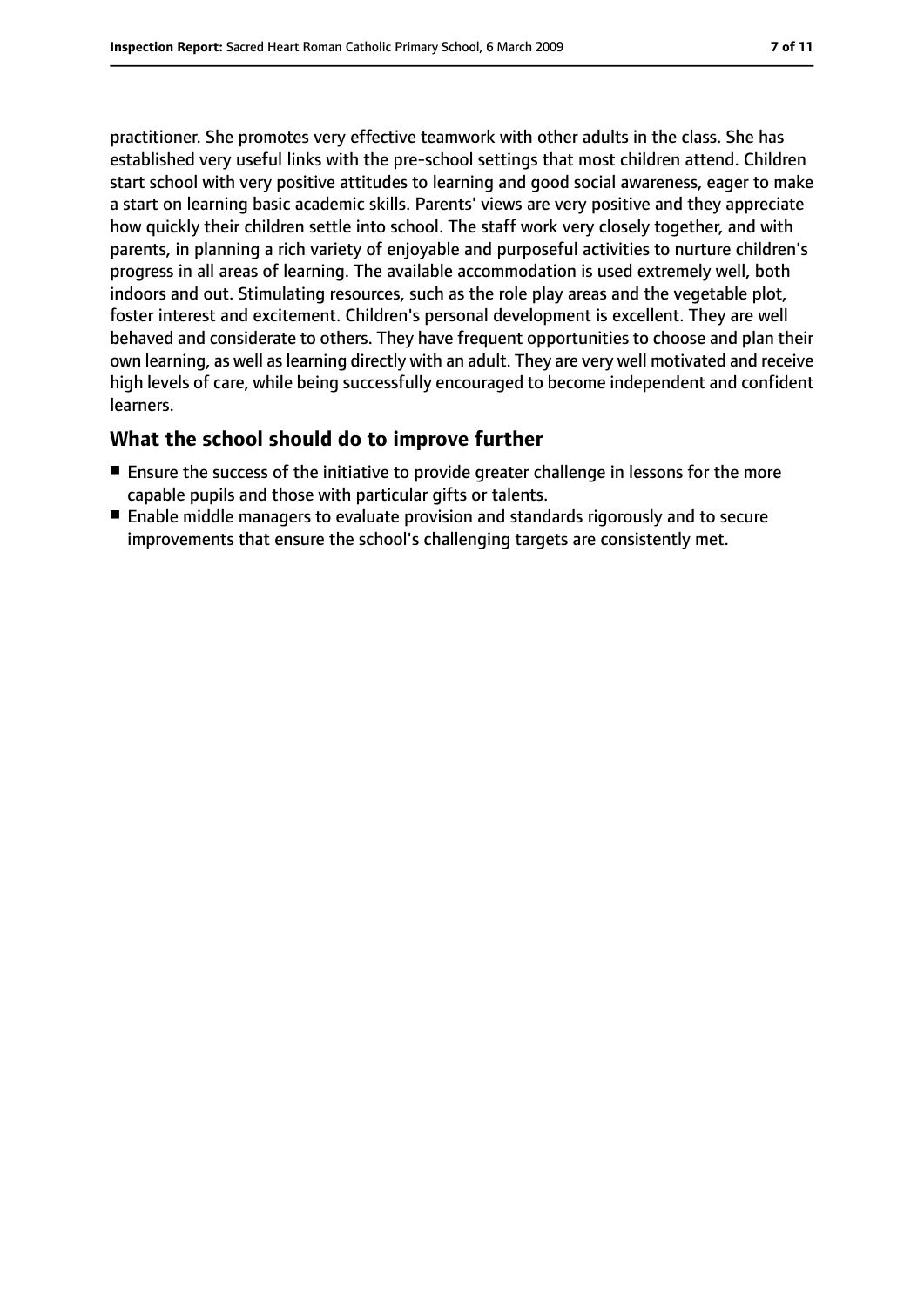practitioner. She promotes very effective teamwork with other adults in the class. She has established very useful links with the pre-school settings that most children attend. Children start school with very positive attitudes to learning and good social awareness, eager to make a start on learning basic academic skills. Parents' views are very positive and they appreciate how quickly their children settle into school. The staff work very closely together, and with parents, in planning a rich variety of enjoyable and purposeful activities to nurture children's progress in all areas of learning. The available accommodation is used extremely well, both indoors and out. Stimulating resources, such as the role play areas and the vegetable plot, foster interest and excitement. Children's personal development is excellent. They are well behaved and considerate to others. They have frequent opportunities to choose and plan their own learning, as well as learning directly with an adult. They are very well motivated and receive high levels of care, while being successfully encouraged to become independent and confident learners.

## What the school should do to improve further

- Ensure the success of the initiative to provide greater challenge in lessons for the more capable pupils and those with particular gifts or talents.
- Enable middle managers to evaluate provision and standards rigorously and to secure improvements that ensure the school's challenging targets are consistently met.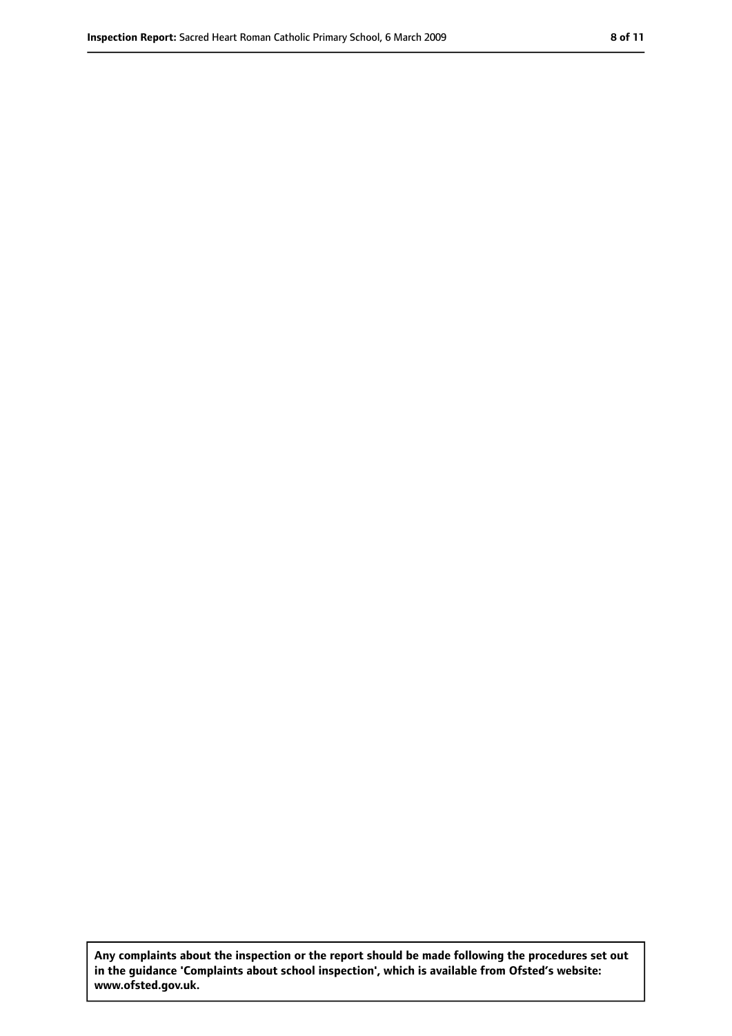**Any complaints about the inspection or the report should be made following the procedures set out in the guidance 'Complaints about school inspection', which is available from Ofsted's website: www.ofsted.gov.uk.**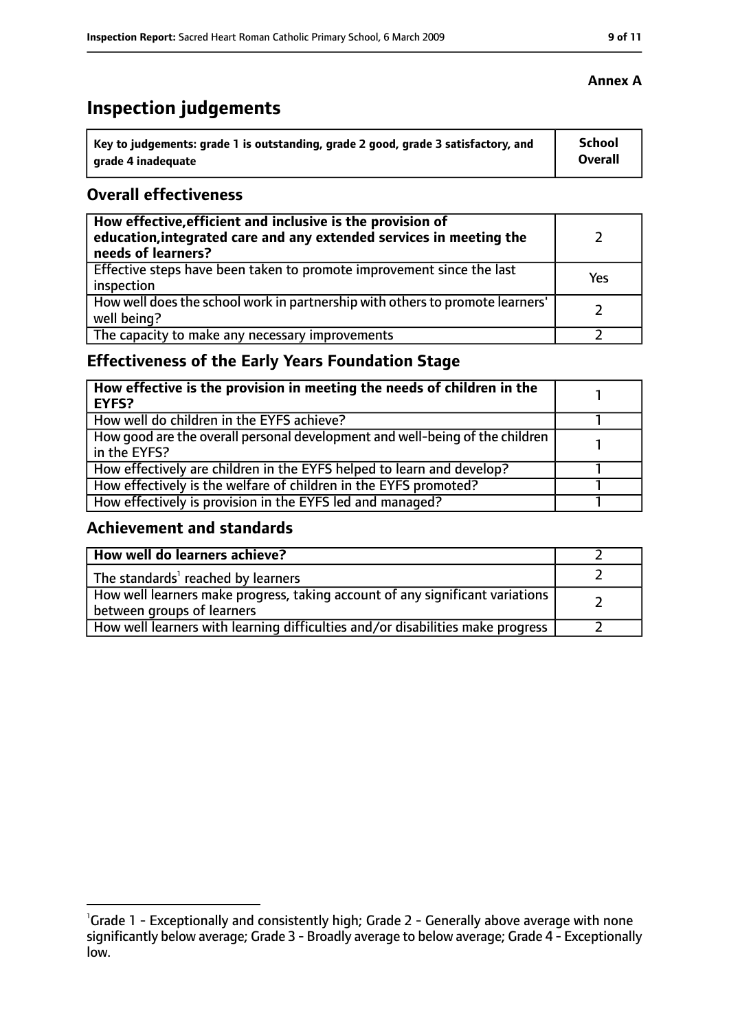**Annex A**

# Inspection judgements

| Key to judgements: grade 1 is outstanding, grade 2 good, grade 3 satisfactory, and grade 4 inadequate | School Overall |
|---|---|

## Overall effectiveness

| | |
|---|---|
| **How effective, efficient and inclusive is the provision of education, integrated care and any extended services in meeting the needs of learners?** | 2 |
| Effective steps have been taken to promote improvement since the last inspection | Yes |
| How well does the school work in partnership with others to promote learners' well being? | 2 |
| The capacity to make any necessary improvements | 2 |

## Effectiveness of the Early Years Foundation Stage

| | |
|---|---|
| **How effective is the provision in meeting the needs of children in the EYFS?** | 1 |
| How well do children in the EYFS achieve? | 1 |
| How good are the overall personal development and well-being of the children in the EYFS? | 1 |
| How effectively are children in the EYFS helped to learn and develop? | 1 |
| How effectively is the welfare of children in the EYFS promoted? | 1 |
| How effectively is provision in the EYFS led and managed? | 1 |

## Achievement and standards

| | |
|---|---|
| **How well do learners achieve?** | 2 |
| The standards[1] reached by learners | 2 |
| How well learners make progress, taking account of any significant variations between groups of learners | 2 |
| How well learners with learning difficulties and/or disabilities make progress | 2 |

[1]Grade 1 - Exceptionally and consistently high; Grade 2 - Generally above average with none significantly below average; Grade 3 - Broadly average to below average; Grade 4 - Exceptionally low.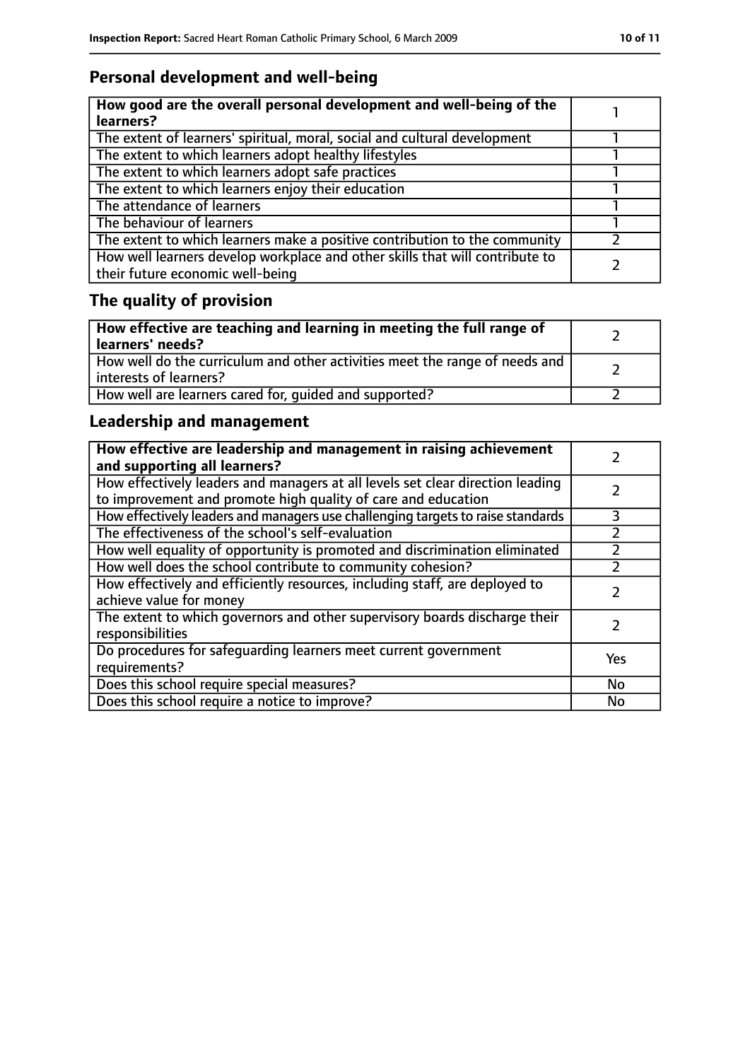## Personal development and well-being

| How good are the overall personal development and well-being of the learners? | 1 |
|---|---|
| The extent of learners' spiritual, moral, social and cultural development | 1 |
| The extent to which learners adopt healthy lifestyles | 1 |
| The extent to which learners adopt safe practices | 1 |
| The extent to which learners enjoy their education | 1 |
| The attendance of learners | 1 |
| The behaviour of learners | 1 |
| The extent to which learners make a positive contribution to the community | 2 |
| How well learners develop workplace and other skills that will contribute to their future economic well-being | 2 |

## The quality of provision

| How effective are teaching and learning in meeting the full range of learners' needs? | 2 |
|---|---|
| How well do the curriculum and other activities meet the range of needs and interests of learners? | 2 |
| How well are learners cared for, guided and supported? | 2 |

## Leadership and management

| How effective are leadership and management in raising achievement and supporting all learners? | 2 |
|---|---|
| How effectively leaders and managers at all levels set clear direction leading to improvement and promote high quality of care and education | 2 |
| How effectively leaders and managers use challenging targets to raise standards | 3 |
| The effectiveness of the school's self-evaluation | 2 |
| How well equality of opportunity is promoted and discrimination eliminated | 2 |
| How well does the school contribute to community cohesion? | 2 |
| How effectively and efficiently resources, including staff, are deployed to achieve value for money | 2 |
| The extent to which governors and other supervisory boards discharge their responsibilities | 2 |
| Do procedures for safeguarding learners meet current government requirements? | Yes |
| Does this school require special measures? | No |
| Does this school require a notice to improve? | No |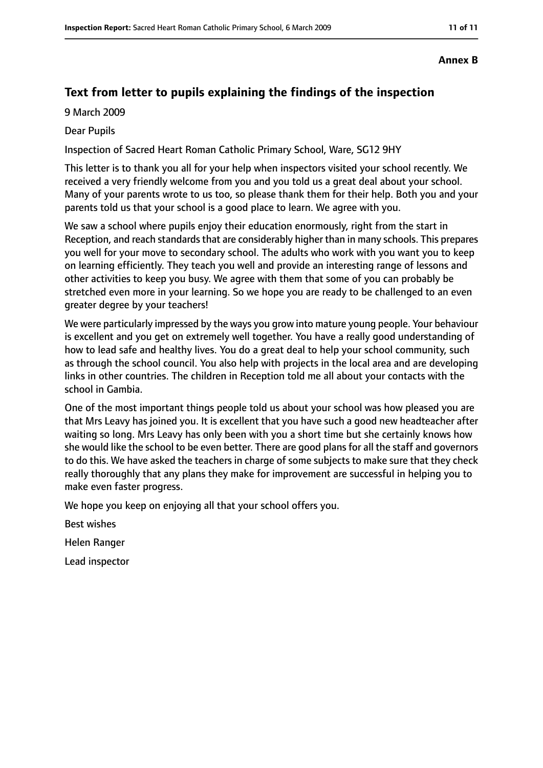**Annex B**

## Text from letter to pupils explaining the findings of the inspection

9 March 2009

Dear Pupils

Inspection of Sacred Heart Roman Catholic Primary School, Ware, SG12 9HY

This letter is to thank you all for your help when inspectors visited your school recently. We received a very friendly welcome from you and you told us a great deal about your school. Many of your parents wrote to us too, so please thank them for their help. Both you and your parents told us that your school is a good place to learn. We agree with you.

We saw a school where pupils enjoy their education enormously, right from the start in Reception, and reach standards that are considerably higher than in many schools. This prepares you well for your move to secondary school. The adults who work with you want you to keep on learning efficiently. They teach you well and provide an interesting range of lessons and other activities to keep you busy. We agree with them that some of you can probably be stretched even more in your learning. So we hope you are ready to be challenged to an even greater degree by your teachers!

We were particularly impressed by the ways you grow into mature young people. Your behaviour is excellent and you get on extremely well together. You have a really good understanding of how to lead safe and healthy lives. You do a great deal to help your school community, such as through the school council. You also help with projects in the local area and are developing links in other countries. The children in Reception told me all about your contacts with the school in Gambia.

One of the most important things people told us about your school was how pleased you are that Mrs Leavy has joined you. It is excellent that you have such a good new headteacher after waiting so long. Mrs Leavy has only been with you a short time but she certainly knows how she would like the school to be even better. There are good plans for all the staff and governors to do this. We have asked the teachers in charge of some subjects to make sure that they check really thoroughly that any plans they make for improvement are successful in helping you to make even faster progress.

We hope you keep on enjoying all that your school offers you.

Best wishes

Helen Ranger

Lead inspector